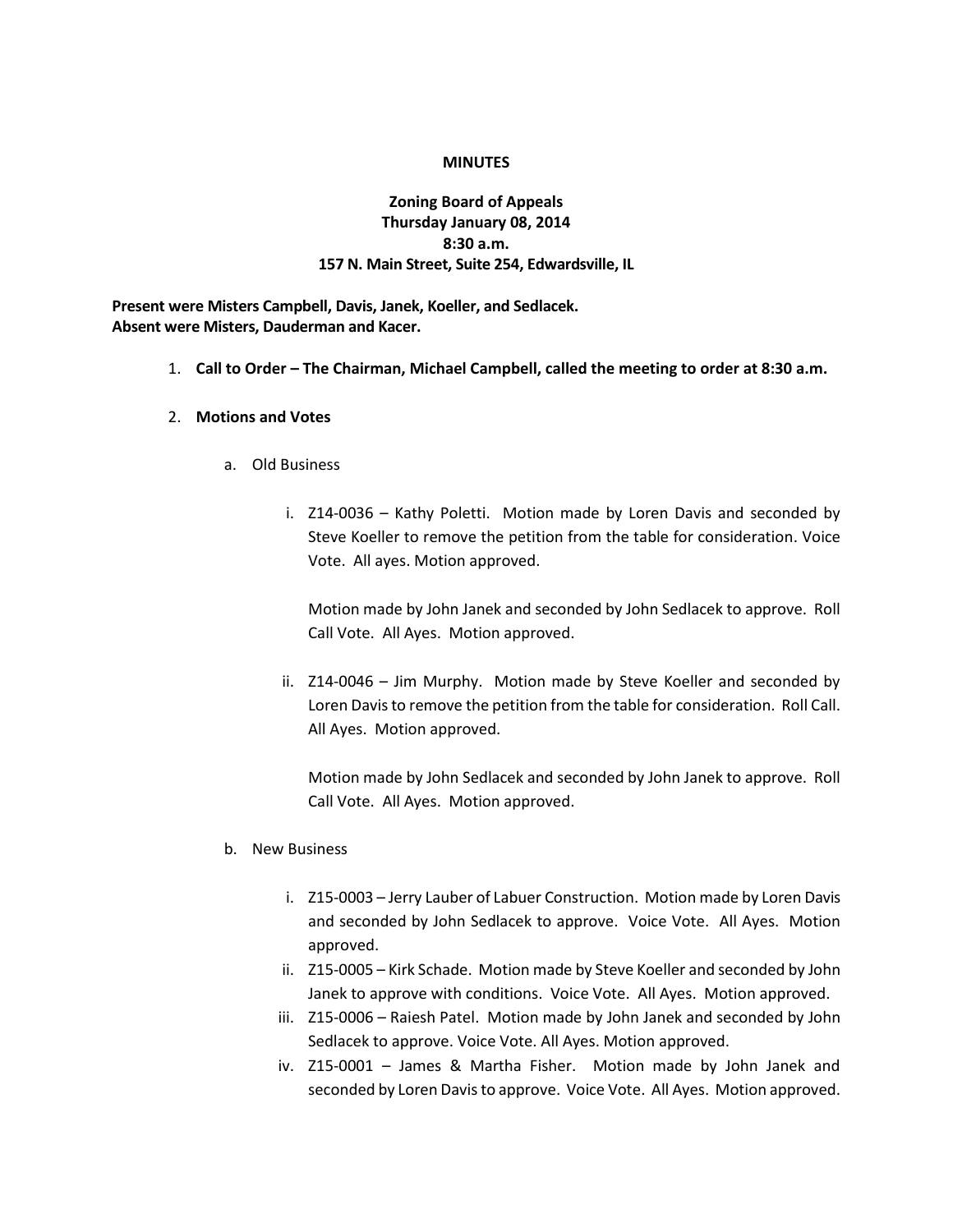**MINUTES**

**Zoning Board of Appeals**
**Thursday January 08, 2014**
**8:30 a.m.**
**157 N. Main Street, Suite 254, Edwardsville, IL**

**Present were Misters Campbell, Davis, Janek, Koeller, and Sedlacek.**
**Absent were Misters, Dauderman and Kacer.**

1. **Call to Order – The Chairman, Michael Campbell, called the meeting to order at 8:30 a.m.**

2. **Motions and Votes**

   a. Old Business

      i. Z14-0036 – Kathy Poletti. Motion made by Loren Davis and seconded by Steve Koeller to remove the petition from the table for consideration. Voice Vote. All ayes. Motion approved.

         Motion made by John Janek and seconded by John Sedlacek to approve. Roll Call Vote. All Ayes. Motion approved.

      ii. Z14-0046 – Jim Murphy. Motion made by Steve Koeller and seconded by Loren Davis to remove the petition from the table for consideration. Roll Call. All Ayes. Motion approved.

         Motion made by John Sedlacek and seconded by John Janek to approve. Roll Call Vote. All Ayes. Motion approved.

   b. New Business

      i. Z15-0003 – Jerry Lauber of Labuer Construction. Motion made by Loren Davis and seconded by John Sedlacek to approve. Voice Vote. All Ayes. Motion approved.

      ii. Z15-0005 – Kirk Schade. Motion made by Steve Koeller and seconded by John Janek to approve with conditions. Voice Vote. All Ayes. Motion approved.

      iii. Z15-0006 – Raiesh Patel. Motion made by John Janek and seconded by John Sedlacek to approve. Voice Vote. All Ayes. Motion approved.

      iv. Z15-0001 – James & Martha Fisher. Motion made by John Janek and seconded by Loren Davis to approve. Voice Vote. All Ayes. Motion approved.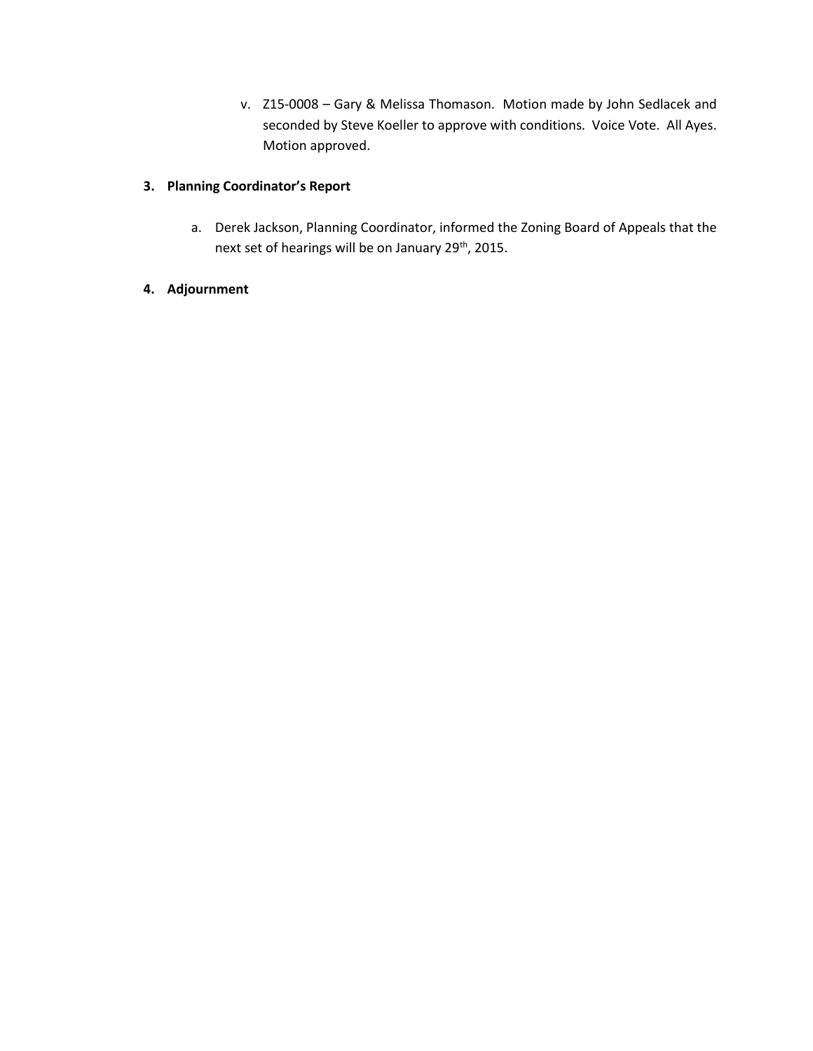v. Z15-0008 – Gary & Melissa Thomason. Motion made by John Sedlacek and seconded by Steve Koeller to approve with conditions. Voice Vote. All Ayes. Motion approved.

**3. Planning Coordinator's Report**

a. Derek Jackson, Planning Coordinator, informed the Zoning Board of Appeals that the next set of hearings will be on January 29th, 2015.

**4. Adjournment**